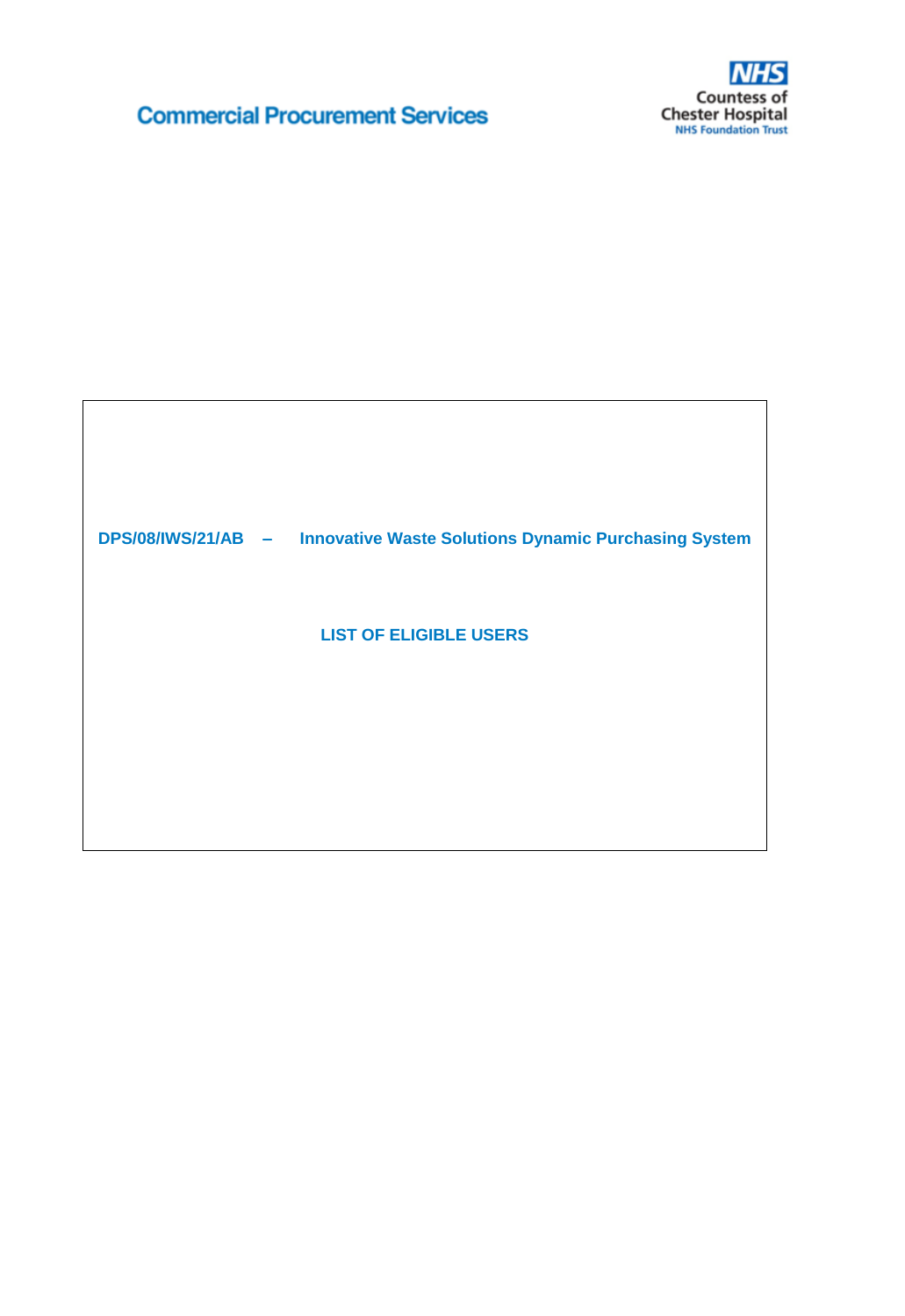Commercial Procurement Services

NHS
Countess of Chester Hospital
NHS Foundation Trust

**DPS/08/IWS/21/AB – Innovative Waste Solutions Dynamic Purchasing System**

**LIST OF ELIGIBLE USERS**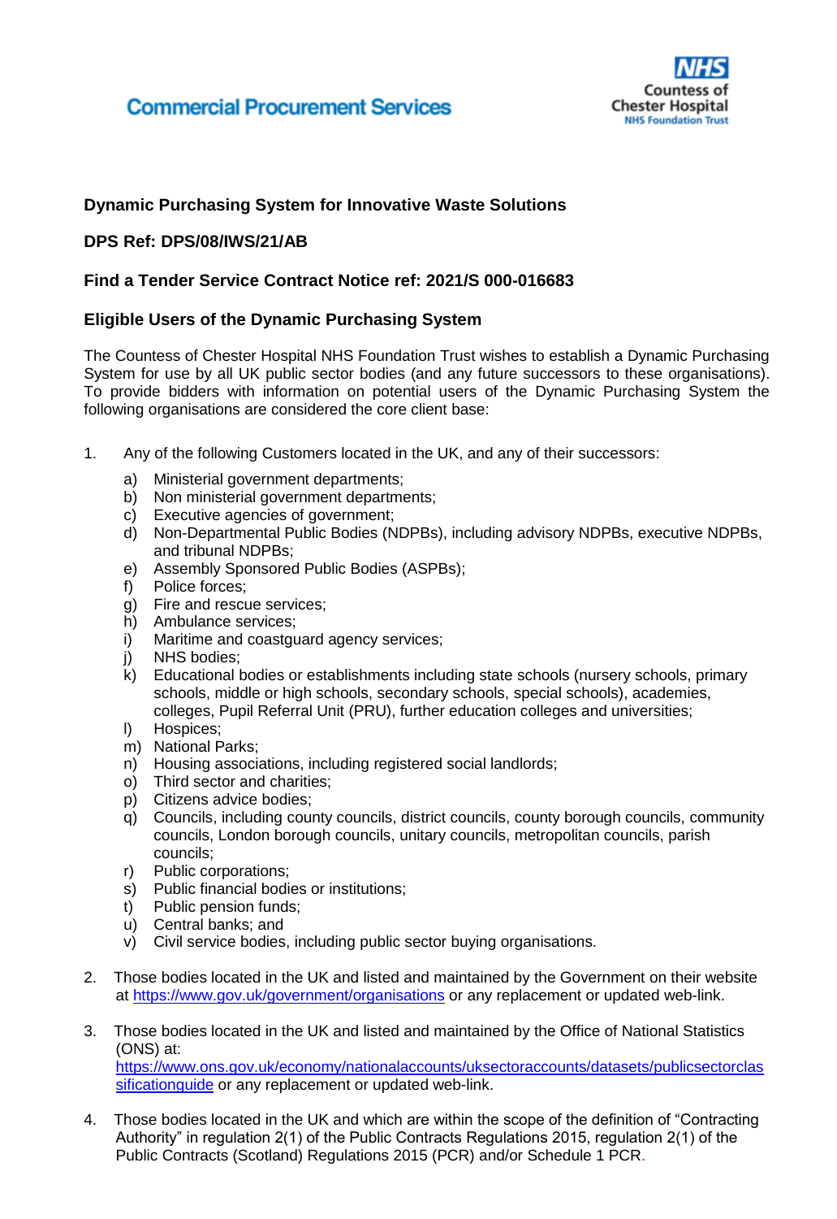Commercial Procurement Services

NHS
Countess of
Chester Hospital
NHS Foundation Trust

**Dynamic Purchasing System for Innovative Waste Solutions**

**DPS Ref: DPS/08/IWS/21/AB**

**Find a Tender Service Contract Notice ref: 2021/S 000-016683**

**Eligible Users of the Dynamic Purchasing System**

The Countess of Chester Hospital NHS Foundation Trust wishes to establish a Dynamic Purchasing System for use by all UK public sector bodies (and any future successors to these organisations). To provide bidders with information on potential users of the Dynamic Purchasing System the following organisations are considered the core client base:

1. Any of the following Customers located in the UK, and any of their successors:
   - a) Ministerial government departments;
   - b) Non ministerial government departments;
   - c) Executive agencies of government;
   - d) Non-Departmental Public Bodies (NDPBs), including advisory NDPBs, executive NDPBs, and tribunal NDPBs;
   - e) Assembly Sponsored Public Bodies (ASPBs);
   - f) Police forces;
   - g) Fire and rescue services;
   - h) Ambulance services;
   - i) Maritime and coastguard agency services;
   - j) NHS bodies;
   - k) Educational bodies or establishments including state schools (nursery schools, primary schools, middle or high schools, secondary schools, special schools), academies, colleges, Pupil Referral Unit (PRU), further education colleges and universities;
   - l) Hospices;
   - m) National Parks;
   - n) Housing associations, including registered social landlords;
   - o) Third sector and charities;
   - p) Citizens advice bodies;
   - q) Councils, including county councils, district councils, county borough councils, community councils, London borough councils, unitary councils, metropolitan councils, parish councils;
   - r) Public corporations;
   - s) Public financial bodies or institutions;
   - t) Public pension funds;
   - u) Central banks; and
   - v) Civil service bodies, including public sector buying organisations.

2. Those bodies located in the UK and listed and maintained by the Government on their website at https://www.gov.uk/government/organisations or any replacement or updated web-link.

3. Those bodies located in the UK and listed and maintained by the Office of National Statistics (ONS) at: https://www.ons.gov.uk/economy/nationalaccounts/uksectoraccounts/datasets/publicsectorclassificationguide or any replacement or updated web-link.

4. Those bodies located in the UK and which are within the scope of the definition of "Contracting Authority" in regulation 2(1) of the Public Contracts Regulations 2015, regulation 2(1) of the Public Contracts (Scotland) Regulations 2015 (PCR) and/or Schedule 1 PCR.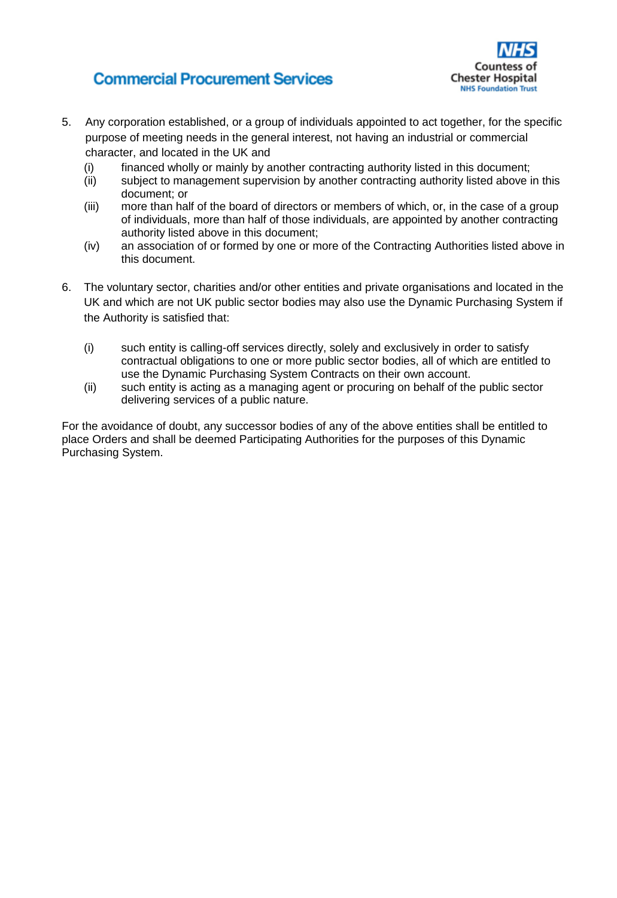5. Any corporation established, or a group of individuals appointed to act together, for the specific purpose of meeting needs in the general interest, not having an industrial or commercial character, and located in the UK and
   - (i) financed wholly or mainly by another contracting authority listed in this document;
   - (ii) subject to management supervision by another contracting authority listed above in this document; or
   - (iii) more than half of the board of directors or members of which, or, in the case of a group of individuals, more than half of those individuals, are appointed by another contracting authority listed above in this document;
   - (iv) an association of or formed by one or more of the Contracting Authorities listed above in this document.

6. The voluntary sector, charities and/or other entities and private organisations and located in the UK and which are not UK public sector bodies may also use the Dynamic Purchasing System if the Authority is satisfied that:
   - (i) such entity is calling-off services directly, solely and exclusively in order to satisfy contractual obligations to one or more public sector bodies, all of which are entitled to use the Dynamic Purchasing System Contracts on their own account.
   - (ii) such entity is acting as a managing agent or procuring on behalf of the public sector delivering services of a public nature.

For the avoidance of doubt, any successor bodies of any of the above entities shall be entitled to place Orders and shall be deemed Participating Authorities for the purposes of this Dynamic Purchasing System.